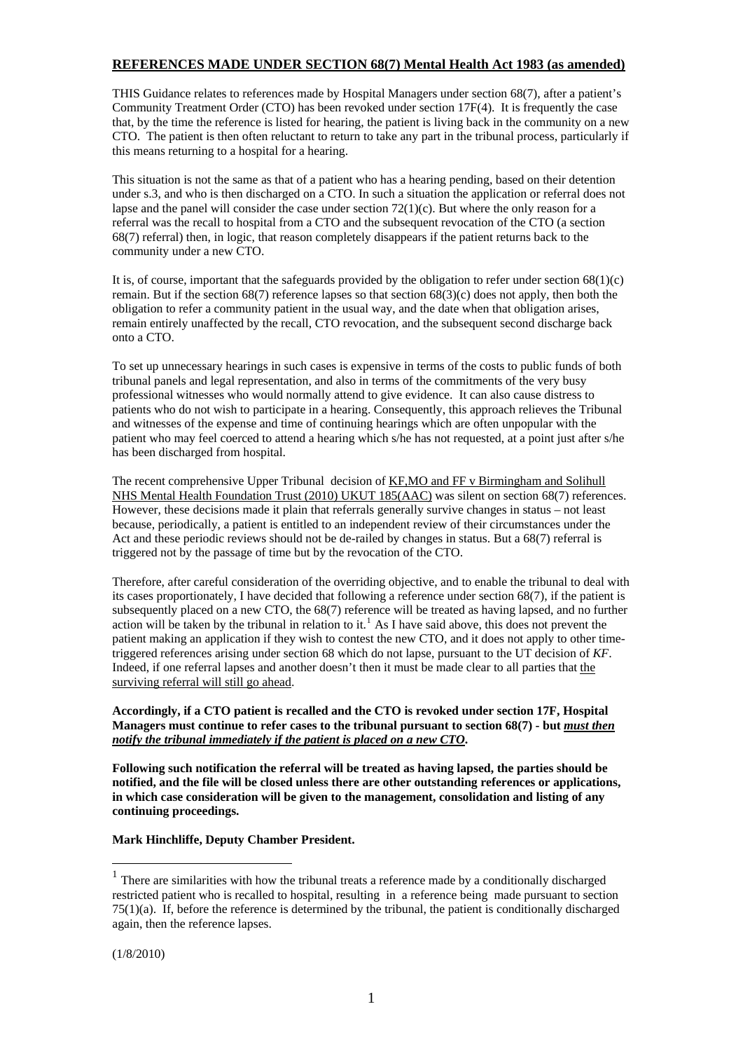## REFERENCES MADE UNDER SECTION 68(7) Mental Health Act 1983 (as amended)

THIS Guidance relates to references made by Hospital Managers under section 68(7), after a patient's Community Treatment Order (CTO) has been revoked under section 17F(4). It is frequently the case that, by the time the reference is listed for hearing, the patient is living back in the community on a new CTO. The patient is then often reluctant to return to take any part in the tribunal process, particularly if this means returning to a hospital for a hearing.

This situation is not the same as that of a patient who has a hearing pending, based on their detention under s.3, and who is then discharged on a CTO. In such a situation the application or referral does not lapse and the panel will consider the case under section 72(1)(c). But where the only reason for a referral was the recall to hospital from a CTO and the subsequent revocation of the CTO (a section 68(7) referral) then, in logic, that reason completely disappears if the patient returns back to the community under a new CTO.

It is, of course, important that the safeguards provided by the obligation to refer under section 68(1)(c) remain. But if the section 68(7) reference lapses so that section 68(3)(c) does not apply, then both the obligation to refer a community patient in the usual way, and the date when that obligation arises, remain entirely unaffected by the recall, CTO revocation, and the subsequent second discharge back onto a CTO.

To set up unnecessary hearings in such cases is expensive in terms of the costs to public funds of both tribunal panels and legal representation, and also in terms of the commitments of the very busy professional witnesses who would normally attend to give evidence. It can also cause distress to patients who do not wish to participate in a hearing. Consequently, this approach relieves the Tribunal and witnesses of the expense and time of continuing hearings which are often unpopular with the patient who may feel coerced to attend a hearing which s/he has not requested, at a point just after s/he has been discharged from hospital.

The recent comprehensive Upper Tribunal decision of KF,MO and FF v Birmingham and Solihull NHS Mental Health Foundation Trust (2010) UKUT 185(AAC) was silent on section 68(7) references. However, these decisions made it plain that referrals generally survive changes in status – not least because, periodically, a patient is entitled to an independent review of their circumstances under the Act and these periodic reviews should not be de-railed by changes in status. But a 68(7) referral is triggered not by the passage of time but by the revocation of the CTO.

Therefore, after careful consideration of the overriding objective, and to enable the tribunal to deal with its cases proportionately, I have decided that following a reference under section 68(7), if the patient is subsequently placed on a new CTO, the 68(7) reference will be treated as having lapsed, and no further action will be taken by the tribunal in relation to it.[1] As I have said above, this does not prevent the patient making an application if they wish to contest the new CTO, and it does not apply to other time-triggered references arising under section 68 which do not lapse, pursuant to the UT decision of *KF*. Indeed, if one referral lapses and another doesn't then it must be made clear to all parties that the surviving referral will still go ahead.

**Accordingly, if a CTO patient is recalled and the CTO is revoked under section 17F, Hospital Managers must continue to refer cases to the tribunal pursuant to section 68(7) - but *must then notify the tribunal immediately if the patient is placed on a new CTO*.**

**Following such notification the referral will be treated as having lapsed, the parties should be notified, and the file will be closed unless there are other outstanding references or applications, in which case consideration will be given to the management, consolidation and listing of any continuing proceedings.**

**Mark Hinchliffe, Deputy Chamber President.**

[1] There are similarities with how the tribunal treats a reference made by a conditionally discharged restricted patient who is recalled to hospital, resulting in a reference being made pursuant to section 75(1)(a). If, before the reference is determined by the tribunal, the patient is conditionally discharged again, then the reference lapses.

(1/8/2010)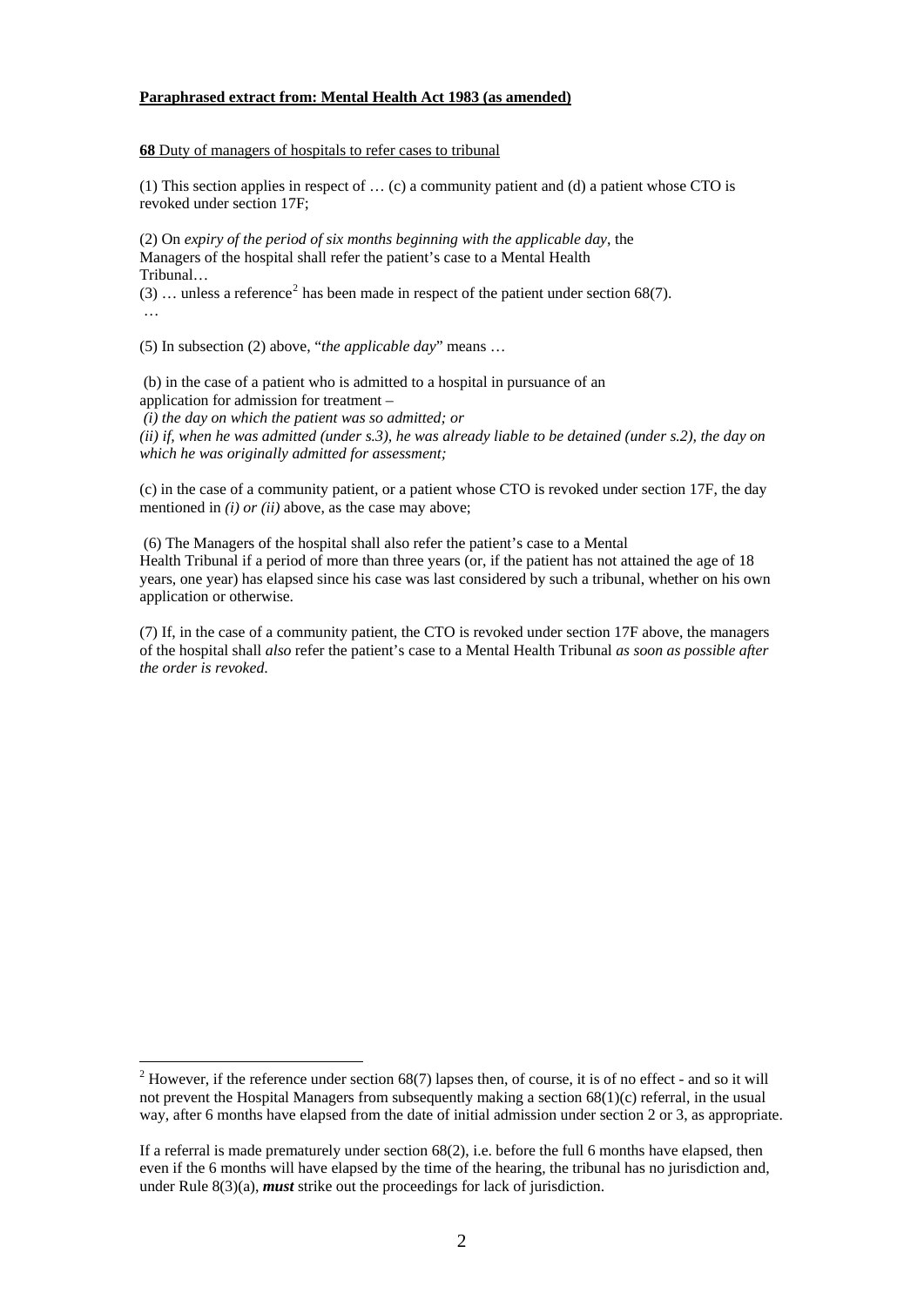**<u>Paraphrased extract from: Mental Health Act 1983 (as amended)</u>**

**68** <u>Duty of managers of hospitals to refer cases to tribunal</u>

(1) This section applies in respect of … (c) a community patient and (d) a patient whose CTO is revoked under section 17F;

(2) On *expiry of the period of six months beginning with the applicable day*, the Managers of the hospital shall refer the patient's case to a Mental Health Tribunal…
(3) … unless a reference[2] has been made in respect of the patient under section 68(7).
…

(5) In subsection (2) above, "*the applicable day*" means …

(b) in the case of a patient who is admitted to a hospital in pursuance of an application for admission for treatment –
*(i) the day on which the patient was so admitted; or*
*(ii) if, when he was admitted (under s.3), he was already liable to be detained (under s.2), the day on which he was originally admitted for assessment;*

(c) in the case of a community patient, or a patient whose CTO is revoked under section 17F, the day mentioned in *(i) or (ii)* above, as the case may above;

(6) The Managers of the hospital shall also refer the patient's case to a Mental Health Tribunal if a period of more than three years (or, if the patient has not attained the age of 18 years, one year) has elapsed since his case was last considered by such a tribunal, whether on his own application or otherwise.

(7) If, in the case of a community patient, the CTO is revoked under section 17F above, the managers of the hospital shall *also* refer the patient's case to a Mental Health Tribunal *as soon as possible after the order is revoked.*

---

[2] However, if the reference under section 68(7) lapses then, of course, it is of no effect - and so it will not prevent the Hospital Managers from subsequently making a section 68(1)(c) referral, in the usual way, after 6 months have elapsed from the date of initial admission under section 2 or 3, as appropriate.

If a referral is made prematurely under section 68(2), i.e. before the full 6 months have elapsed, then even if the 6 months will have elapsed by the time of the hearing, the tribunal has no jurisdiction and, under Rule 8(3)(a), ***must*** strike out the proceedings for lack of jurisdiction.